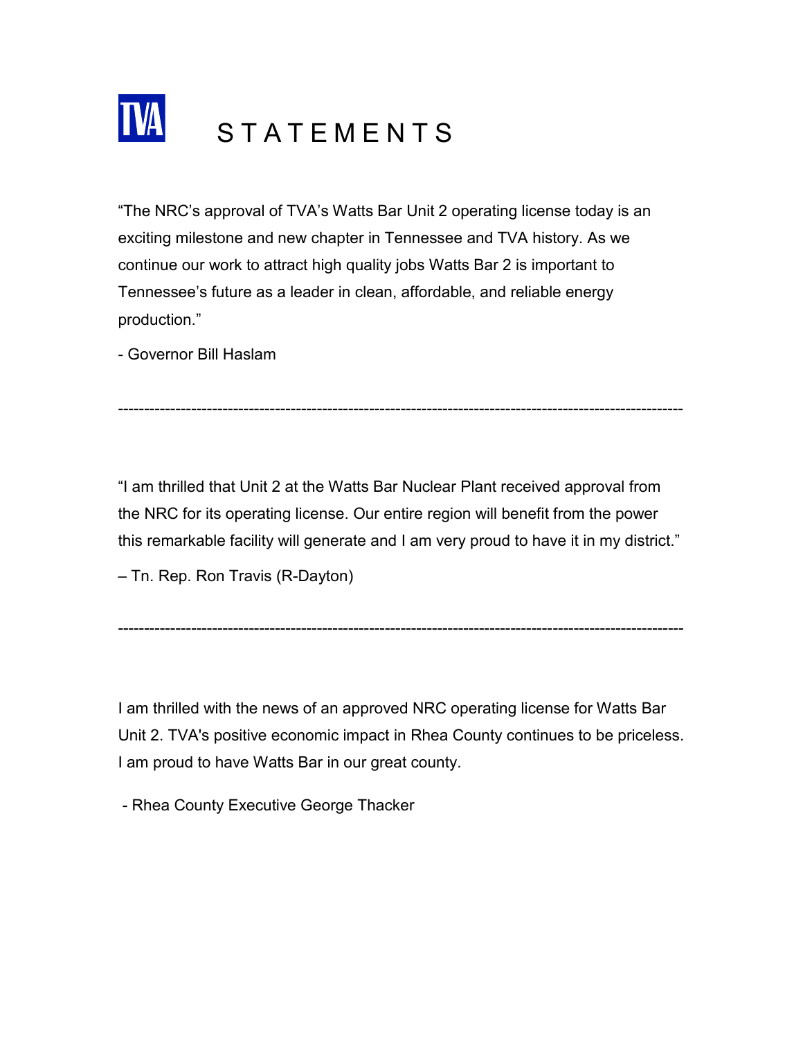# STATEMENTS

"The NRC's approval of TVA's Watts Bar Unit 2 operating license today is an exciting milestone and new chapter in Tennessee and TVA history. As we continue our work to attract high quality jobs Watts Bar 2 is important to Tennessee's future as a leader in clean, affordable, and reliable energy production."

- Governor Bill Haslam

---

"I am thrilled that Unit 2 at the Watts Bar Nuclear Plant received approval from the NRC for its operating license. Our entire region will benefit from the power this remarkable facility will generate and I am very proud to have it in my district."

– Tn. Rep. Ron Travis (R-Dayton)

---

I am thrilled with the news of an approved NRC operating license for Watts Bar Unit 2. TVA's positive economic impact in Rhea County continues to be priceless. I am proud to have Watts Bar in our great county.

- Rhea County Executive George Thacker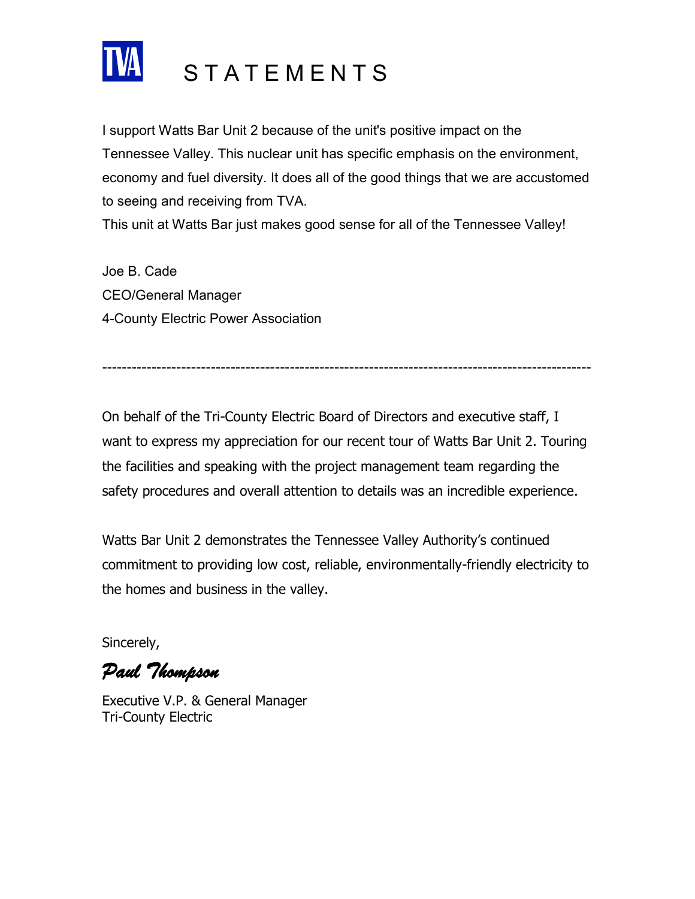# TVA STATEMENTS

I support Watts Bar Unit 2 because of the unit's positive impact on the Tennessee Valley. This nuclear unit has specific emphasis on the environment, economy and fuel diversity. It does all of the good things that we are accustomed to seeing and receiving from TVA.
This unit at Watts Bar just makes good sense for all of the Tennessee Valley!

Joe B. Cade
CEO/General Manager
4-County Electric Power Association

---

On behalf of the Tri-County Electric Board of Directors and executive staff, I want to express my appreciation for our recent tour of Watts Bar Unit 2. Touring the facilities and speaking with the project management team regarding the safety procedures and overall attention to details was an incredible experience.

Watts Bar Unit 2 demonstrates the Tennessee Valley Authority's continued commitment to providing low cost, reliable, environmentally-friendly electricity to the homes and business in the valley.

Sincerely,

*Paul Thompson*

Executive V.P. & General Manager
Tri-County Electric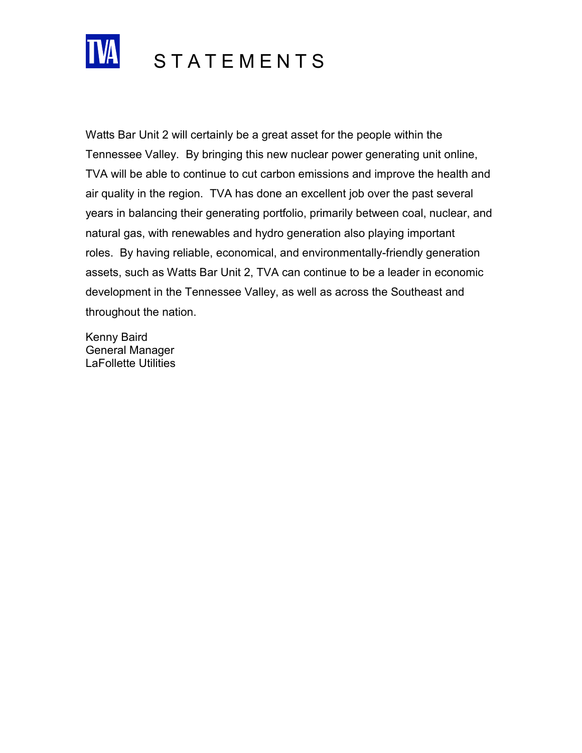# STATEMENTS

Watts Bar Unit 2 will certainly be a great asset for the people within the Tennessee Valley. By bringing this new nuclear power generating unit online, TVA will be able to continue to cut carbon emissions and improve the health and air quality in the region. TVA has done an excellent job over the past several years in balancing their generating portfolio, primarily between coal, nuclear, and natural gas, with renewables and hydro generation also playing important roles. By having reliable, economical, and environmentally-friendly generation assets, such as Watts Bar Unit 2, TVA can continue to be a leader in economic development in the Tennessee Valley, as well as across the Southeast and throughout the nation.

Kenny Baird
General Manager
LaFollette Utilities